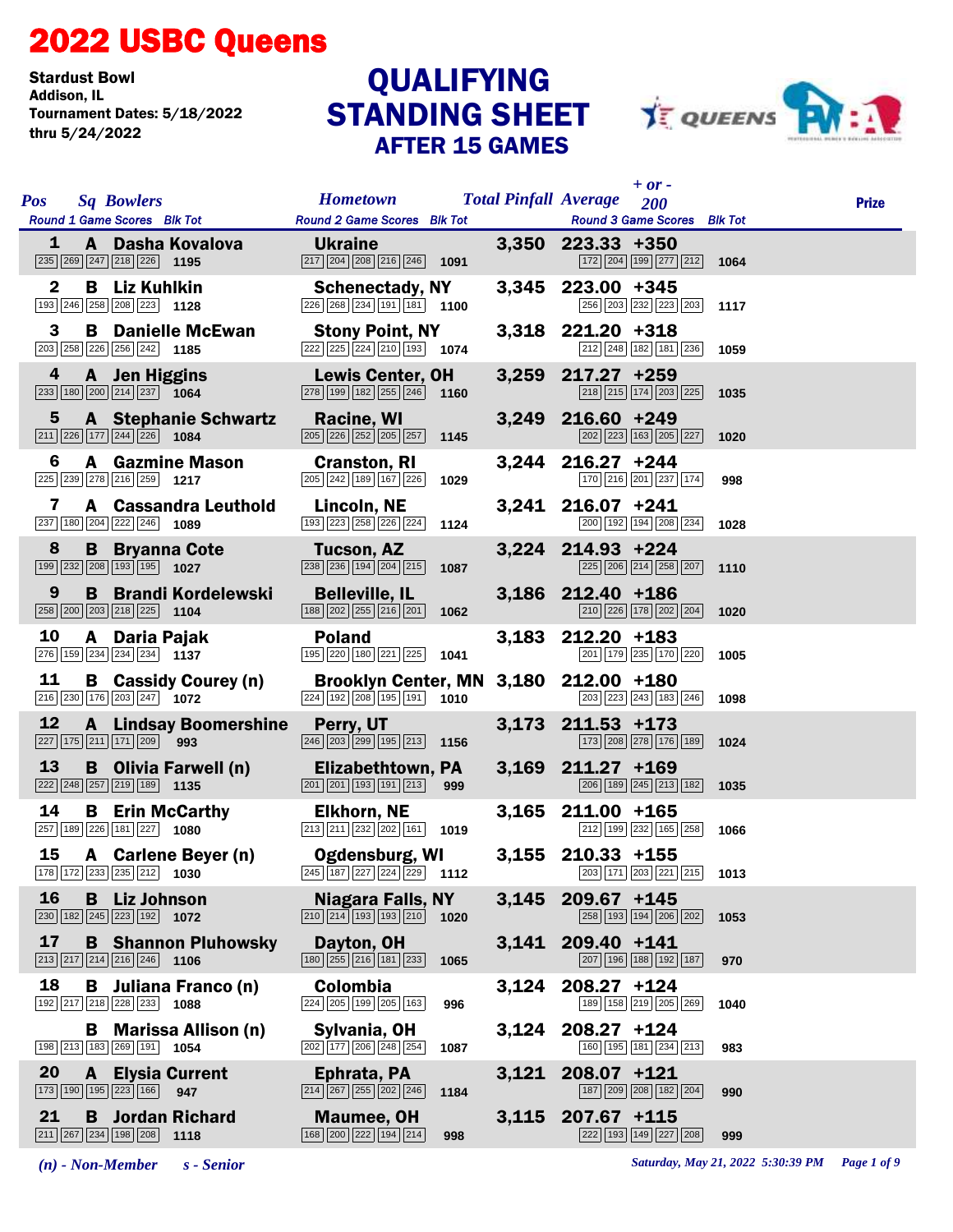# 2022 USBC Queens

**Stardust Bowl**
**Addison, IL**
**Tournament Dates: 5/18/2022 thru 5/24/2022**

## QUALIFYING STANDING SHEET
### AFTER 15 GAMES

| Pos | Sq | Bowlers | Hometown | Total Pinfall | Average | + or - 200 | Prize |
|---|---|---|---|---|---|---|---|
| Round 1 Game Scores | | Blk Tot | Round 2 Game Scores / Blk Tot | | Round 3 Game Scores / Blk Tot | | |
| 1 | A | Dasha Kovalova | Ukraine | 3,350 | 223.33 | +350 | |
| 235 269 247 218 226 | | 1195 | 217 204 208 216 246 / 1091 | | 172 204 199 277 212 / 1064 | | |
| 2 | B | Liz Kuhlkin | Schenectady, NY | 3,345 | 223.00 | +345 | |
| 193 246 258 208 223 | | 1128 | 226 268 234 191 181 / 1100 | | 256 203 232 223 203 / 1117 | | |
| 3 | B | Danielle McEwan | Stony Point, NY | 3,318 | 221.20 | +318 | |
| 203 258 226 256 242 | | 1185 | 222 225 224 210 193 / 1074 | | 212 248 182 181 236 / 1059 | | |
| 4 | A | Jen Higgins | Lewis Center, OH | 3,259 | 217.27 | +259 | |
| 233 180 200 214 237 | | 1064 | 278 199 182 255 246 / 1160 | | 218 215 174 203 225 / 1035 | | |
| 5 | A | Stephanie Schwartz | Racine, WI | 3,249 | 216.60 | +249 | |
| 211 226 177 244 226 | | 1084 | 205 226 252 205 257 / 1145 | | 202 223 163 205 227 / 1020 | | |
| 6 | A | Gazmine Mason | Cranston, RI | 3,244 | 216.27 | +244 | |
| 225 239 278 216 259 | | 1217 | 205 242 189 167 226 / 1029 | | 170 216 201 237 174 / 998 | | |
| 7 | A | Cassandra Leuthold | Lincoln, NE | 3,241 | 216.07 | +241 | |
| 237 180 204 222 246 | | 1089 | 193 223 258 226 224 / 1124 | | 200 192 194 208 234 / 1028 | | |
| 8 | B | Bryanna Cote | Tucson, AZ | 3,224 | 214.93 | +224 | |
| 199 232 208 193 195 | | 1027 | 238 236 194 204 215 / 1087 | | 225 206 214 258 207 / 1110 | | |
| 9 | B | Brandi Kordelewski | Belleville, IL | 3,186 | 212.40 | +186 | |
| 258 200 203 218 225 | | 1104 | 188 202 255 216 201 / 1062 | | 210 226 178 202 204 / 1020 | | |
| 10 | A | Daria Pajak | Poland | 3,183 | 212.20 | +183 | |
| 276 159 234 234 234 | | 1137 | 195 220 180 221 225 / 1041 | | 201 179 235 170 220 / 1005 | | |
| 11 | B | Cassidy Courey (n) | Brooklyn Center, MN | 3,180 | 212.00 | +180 | |
| 216 230 176 203 247 | | 1072 | 224 192 208 195 191 / 1010 | | 203 223 243 183 246 / 1098 | | |
| 12 | A | Lindsay Boomershine | Perry, UT | 3,173 | 211.53 | +173 | |
| 227 175 211 171 209 | | 993 | 246 203 299 195 213 / 1156 | | 173 208 278 176 189 / 1024 | | |
| 13 | B | Olivia Farwell (n) | Elizabethtown, PA | 3,169 | 211.27 | +169 | |
| 222 248 257 219 189 | | 1135 | 201 201 193 191 213 / 999 | | 206 189 245 213 182 / 1035 | | |
| 14 | B | Erin McCarthy | Elkhorn, NE | 3,165 | 211.00 | +165 | |
| 257 189 226 181 227 | | 1080 | 213 211 232 202 161 / 1019 | | 212 199 232 165 258 / 1066 | | |
| 15 | A | Carlene Beyer (n) | Ogdensburg, WI | 3,155 | 210.33 | +155 | |
| 178 172 233 235 212 | | 1030 | 245 187 227 224 229 / 1112 | | 203 171 203 221 215 / 1013 | | |
| 16 | B | Liz Johnson | Niagara Falls, NY | 3,145 | 209.67 | +145 | |
| 230 182 245 223 192 | | 1072 | 210 214 193 193 210 / 1020 | | 258 193 194 206 202 / 1053 | | |
| 17 | B | Shannon Pluhowsky | Dayton, OH | 3,141 | 209.40 | +141 | |
| 213 217 214 216 246 | | 1106 | 180 255 216 181 233 / 1065 | | 207 196 188 192 187 / 970 | | |
| 18 | B | Juliana Franco (n) | Colombia | 3,124 | 208.27 | +124 | |
| 192 217 218 228 233 | | 1088 | 224 205 199 205 163 / 996 | | 189 158 219 205 269 / 1040 | | |
| | B | Marissa Allison (n) | Sylvania, OH | 3,124 | 208.27 | +124 | |
| 198 213 183 269 191 | | 1054 | 202 177 206 248 254 / 1087 | | 160 195 181 234 213 / 983 | | |
| 20 | A | Elysia Current | Ephrata, PA | 3,121 | 208.07 | +121 | |
| 173 190 195 223 166 | | 947 | 214 267 255 202 246 / 1184 | | 187 209 208 182 204 / 990 | | |
| 21 | B | Jordan Richard | Maumee, OH | 3,115 | 207.67 | +115 | |
| 211 267 234 198 208 | | 1118 | 168 200 222 194 214 / 998 | | 222 193 149 227 208 / 999 | | |

*(n) - Non-Member* *s - Senior*

*Saturday, May 21, 2022 5:30:39 PM*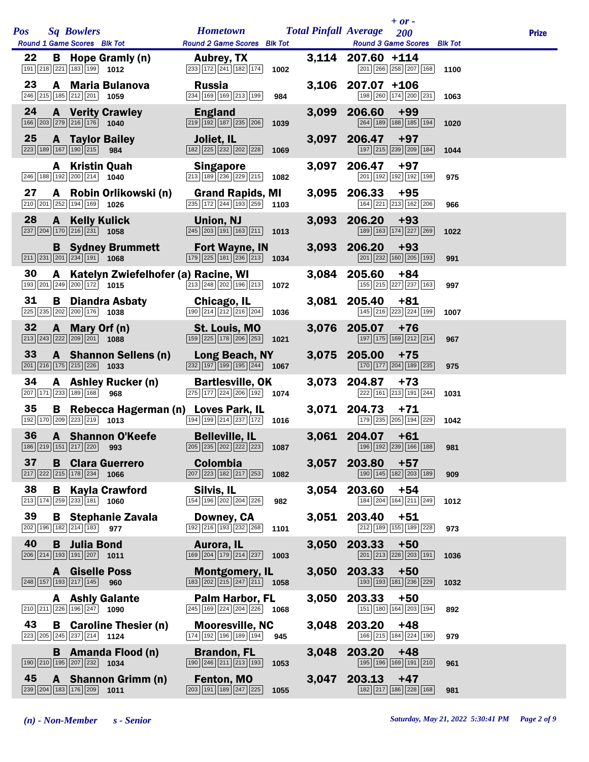| Pos | Sq | Bowlers | Hometown | Total Pinfall | Average | + or - 200 | Prize |
|---|---|---|---|---|---|---|---|
| | | Round 1 Game Scores / Blk Tot | Round 2 Game Scores / Blk Tot | | Round 3 Game Scores / Blk Tot | | |
| 22 | B | Hope Gramly (n) | Aubrey, TX | 3,114 | 207.60 | +114 | |
| | | 191 218 221 183 199 / 1012 | 233 172 241 182 174 / 1002 | | 201 266 258 207 168 / 1100 | | |
| 23 | A | Maria Bulanova | Russia | 3,106 | 207.07 | +106 | |
| | | 246 215 185 212 201 / 1059 | 234 169 169 213 199 / 984 | | 198 260 174 200 231 / 1063 | | |
| 24 | A | Verity Crawley | England | 3,099 | 206.60 | +99 | |
| | | 166 203 279 216 176 / 1040 | 219 192 187 235 206 / 1039 | | 264 189 188 185 194 / 1020 | | |
| 25 | A | Taylor Bailey | Joliet, IL | 3,097 | 206.47 | +97 | |
| | | 223 189 167 190 215 / 984 | 182 225 232 202 228 / 1069 | | 197 215 239 209 184 / 1044 | | |
| | A | Kristin Quah | Singapore | 3,097 | 206.47 | +97 | |
| | | 246 188 192 200 214 / 1040 | 213 189 236 229 215 / 1082 | | 201 192 192 192 198 / 975 | | |
| 27 | A | Robin Orlikowski (n) | Grand Rapids, MI | 3,095 | 206.33 | +95 | |
| | | 210 201 252 194 169 / 1026 | 235 172 244 193 259 / 1103 | | 164 221 213 162 206 / 966 | | |
| 28 | A | Kelly Kulick | Union, NJ | 3,093 | 206.20 | +93 | |
| | | 237 204 170 216 231 / 1058 | 245 203 191 163 211 / 1013 | | 189 163 174 227 269 / 1022 | | |
| | B | Sydney Brummett | Fort Wayne, IN | 3,093 | 206.20 | +93 | |
| | | 211 231 201 234 191 / 1068 | 179 225 181 236 213 / 1034 | | 201 232 160 205 193 / 991 | | |
| 30 | A | Katelyn Zwiefelhofer (a) | Racine, WI | 3,084 | 205.60 | +84 | |
| | | 193 201 249 200 172 / 1015 | 213 248 202 196 213 / 1072 | | 155 215 227 237 163 / 997 | | |
| 31 | B | Diandra Asbaty | Chicago, IL | 3,081 | 205.40 | +81 | |
| | | 225 235 202 200 176 / 1038 | 190 214 212 216 204 / 1036 | | 145 216 223 224 199 / 1007 | | |
| 32 | A | Mary Orf (n) | St. Louis, MO | 3,076 | 205.07 | +76 | |
| | | 213 243 222 209 201 / 1088 | 159 225 178 206 253 / 1021 | | 197 175 169 212 214 / 967 | | |
| 33 | A | Shannon Sellens (n) | Long Beach, NY | 3,075 | 205.00 | +75 | |
| | | 201 216 175 215 226 / 1033 | 232 197 199 195 244 / 1067 | | 170 177 204 189 235 / 975 | | |
| 34 | A | Ashley Rucker (n) | Bartlesville, OK | 3,073 | 204.87 | +73 | |
| | | 207 171 233 189 168 / 968 | 275 177 224 206 192 / 1074 | | 222 161 213 191 244 / 1031 | | |
| 35 | B | Rebecca Hagerman (n) | Loves Park, IL | 3,071 | 204.73 | +71 | |
| | | 192 170 209 223 219 / 1013 | 194 199 214 237 172 / 1016 | | 179 235 205 194 229 / 1042 | | |
| 36 | A | Shannon O'Keefe | Belleville, IL | 3,061 | 204.07 | +61 | |
| | | 186 219 151 217 220 / 993 | 205 235 202 222 223 / 1087 | | 196 192 239 166 188 / 981 | | |
| 37 | B | Clara Guerrero | Colombia | 3,057 | 203.80 | +57 | |
| | | 217 222 215 178 234 / 1066 | 207 223 182 217 253 / 1082 | | 190 145 182 203 189 / 909 | | |
| 38 | B | Kayla Crawford | Silvis, IL | 3,054 | 203.60 | +54 | |
| | | 213 174 259 233 181 / 1060 | 154 196 202 204 226 / 982 | | 184 204 164 211 249 / 1012 | | |
| 39 | B | Stephanie Zavala | Downey, CA | 3,051 | 203.40 | +51 | |
| | | 202 196 182 214 183 / 977 | 192 216 193 232 268 / 1101 | | 212 189 155 189 228 / 973 | | |
| 40 | B | Julia Bond | Aurora, IL | 3,050 | 203.33 | +50 | |
| | | 206 214 193 191 207 / 1011 | 169 204 179 214 237 / 1003 | | 201 213 228 203 191 / 1036 | | |
| | A | Giselle Poss | Montgomery, IL | 3,050 | 203.33 | +50 | |
| | | 248 157 193 217 145 / 960 | 183 202 215 247 211 / 1058 | | 193 193 181 236 229 / 1032 | | |
| | A | Ashly Galante | Palm Harbor, FL | 3,050 | 203.33 | +50 | |
| | | 210 211 226 196 247 / 1090 | 245 169 224 204 226 / 1068 | | 151 180 164 203 194 / 892 | | |
| 43 | B | Caroline Thesier (n) | Mooresville, NC | 3,048 | 203.20 | +48 | |
| | | 223 205 245 237 214 / 1124 | 174 192 196 189 194 / 945 | | 166 215 184 224 190 / 979 | | |
| | B | Amanda Flood (n) | Brandon, FL | 3,048 | 203.20 | +48 | |
| | | 190 210 195 207 232 / 1034 | 190 246 211 213 193 / 1053 | | 195 196 169 191 210 / 961 | | |
| 45 | A | Shannon Grimm (n) | Fenton, MO | 3,047 | 203.13 | +47 | |
| | | 239 204 183 176 209 / 1011 | 203 191 189 247 225 / 1055 | | 182 217 186 228 168 / 981 | | |

*(n) - Non-Member*  *s - Senior*

*Saturday, May 21, 2022 5:30:41 PM*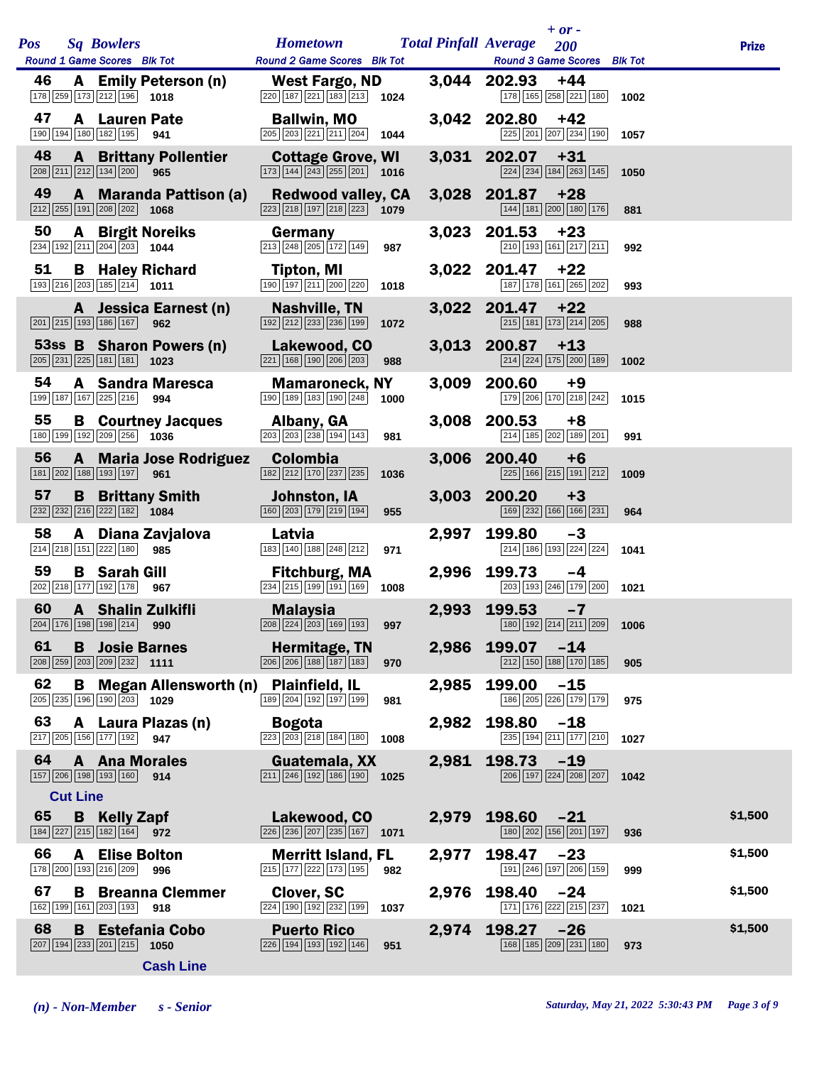| Pos | Sq | Bowlers | Round 1 Game Scores | Blk Tot | Hometown | Round 2 Game Scores | Blk Tot | Total Pinfall | Average | + or - 200 | Round 3 Game Scores | Blk Tot | Prize |
|---|---|---|---|---|---|---|---|---|---|---|---|---|---|
| 46 | A | Emily Peterson (n) | 178 259 173 212 196 | 1018 | West Fargo, ND | 220 187 221 183 213 | 1024 | 3,044 | 202.93 | +44 | 178 165 258 221 180 | 1002 | |
| 47 | A | Lauren Pate | 190 194 180 182 195 | 941 | Ballwin, MO | 205 203 221 211 204 | 1044 | 3,042 | 202.80 | +42 | 225 201 207 234 190 | 1057 | |
| 48 | A | Brittany Pollentier | 208 211 212 134 200 | 965 | Cottage Grove, WI | 173 144 243 255 201 | 1016 | 3,031 | 202.07 | +31 | 224 234 184 263 145 | 1050 | |
| 49 | A | Maranda Pattison (a) | 212 255 191 208 202 | 1068 | Redwood valley, CA | 223 218 197 218 223 | 1079 | 3,028 | 201.87 | +28 | 144 181 200 180 176 | 881 | |
| 50 | A | Birgit Noreiks | 234 192 211 204 203 | 1044 | Germany | 213 248 205 172 149 | 987 | 3,023 | 201.53 | +23 | 210 193 161 217 211 | 992 | |
| 51 | B | Haley Richard | 193 216 203 185 214 | 1011 | Tipton, MI | 190 197 211 200 220 | 1018 | 3,022 | 201.47 | +22 | 187 178 161 265 202 | 993 | |
| | A | Jessica Earnest (n) | 201 215 193 186 167 | 962 | Nashville, TN | 192 212 233 236 199 | 1072 | 3,022 | 201.47 | +22 | 215 181 173 214 205 | 988 | |
| 53ss | B | Sharon Powers (n) | 205 231 225 181 181 | 1023 | Lakewood, CO | 221 168 190 206 203 | 988 | 3,013 | 200.87 | +13 | 214 224 175 200 189 | 1002 | |
| 54 | A | Sandra Maresca | 199 187 167 225 216 | 994 | Mamaroneck, NY | 190 189 183 190 248 | 1000 | 3,009 | 200.60 | +9 | 179 206 170 218 242 | 1015 | |
| 55 | B | Courtney Jacques | 180 199 192 209 256 | 1036 | Albany, GA | 203 203 238 194 143 | 981 | 3,008 | 200.53 | +8 | 214 185 202 189 201 | 991 | |
| 56 | A | Maria Jose Rodriguez | 181 202 188 193 197 | 961 | Colombia | 182 212 170 237 235 | 1036 | 3,006 | 200.40 | +6 | 225 166 215 191 212 | 1009 | |
| 57 | B | Brittany Smith | 232 232 216 222 182 | 1084 | Johnston, IA | 160 203 179 219 194 | 955 | 3,003 | 200.20 | +3 | 169 232 166 166 231 | 964 | |
| 58 | A | Diana Zavjalova | 214 218 151 222 180 | 985 | Latvia | 183 140 188 248 212 | 971 | 2,997 | 199.80 | -3 | 214 186 193 224 224 | 1041 | |
| 59 | B | Sarah Gill | 202 218 177 192 178 | 967 | Fitchburg, MA | 234 215 199 191 169 | 1008 | 2,996 | 199.73 | -4 | 203 193 246 179 200 | 1021 | |
| 60 | A | Shalin Zulkifli | 204 176 198 198 214 | 990 | Malaysia | 208 224 203 169 193 | 997 | 2,993 | 199.53 | -7 | 180 192 214 211 209 | 1006 | |
| 61 | B | Josie Barnes | 208 259 203 209 232 | 1111 | Hermitage, TN | 206 206 188 187 183 | 970 | 2,986 | 199.07 | -14 | 212 150 188 170 185 | 905 | |
| 62 | B | Megan Allensworth (n) | 205 235 196 190 203 | 1029 | Plainfield, IL | 189 204 192 197 199 | 981 | 2,985 | 199.00 | -15 | 186 205 226 179 179 | 975 | |
| 63 | A | Laura Plazas (n) | 217 205 156 177 192 | 947 | Bogota | 223 203 218 184 180 | 1008 | 2,982 | 198.80 | -18 | 235 194 211 177 210 | 1027 | |
| 64 | A | Ana Morales | 157 206 198 193 160 | 914 | Guatemala, XX | 211 246 192 186 190 | 1025 | 2,981 | 198.73 | -19 | 206 197 224 208 207 | 1042 | |
| **Cut Line** | | | | | | | | | | | | | |
| 65 | B | Kelly Zapf | 184 227 215 182 164 | 972 | Lakewood, CO | 226 236 207 235 167 | 1071 | 2,979 | 198.60 | -21 | 180 202 156 201 197 | 936 | $1,500 |
| 66 | A | Elise Bolton | 178 200 193 216 209 | 996 | Merritt Island, FL | 215 177 222 173 195 | 982 | 2,977 | 198.47 | -23 | 191 246 197 206 159 | 999 | $1,500 |
| 67 | B | Breanna Clemmer | 162 199 161 203 193 | 918 | Clover, SC | 224 190 192 232 199 | 1037 | 2,976 | 198.40 | -24 | 171 176 222 215 237 | 1021 | $1,500 |
| 68 | B | Estefania Cobo | 207 194 233 201 215 | 1050 | Puerto Rico | 226 194 193 192 146 | 951 | 2,974 | 198.27 | -26 | 168 185 209 231 180 | 973 | $1,500 |
| **Cash Line** | | | | | | | | | | | | | |

*(n) - Non-Member* *s - Senior*

*Saturday, May 21, 2022 5:30:43 PM*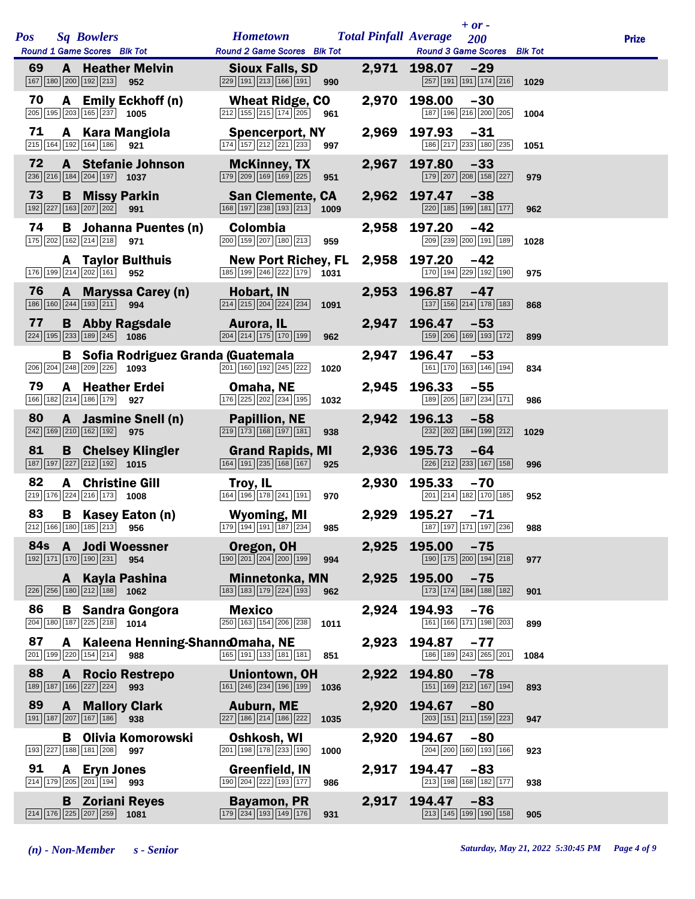| Pos | Sq | Bowlers | Hometown | Total Pinfall | Average | + or - 200 | Prize |
|---|---|---|---|---|---|---|---|
| | | Round 1 Game Scores / Blk Tot | Round 2 Game Scores / Blk Tot | | Round 3 Game Scores / Blk Tot | | |
| 69 | A | Heather Melvin | Sioux Falls, SD | 2,971 | 198.07 | -29 | |
| | | 167 180 200 192 213 — 952 | 229 191 213 166 191 — 990 | | 257 191 191 174 216 — 1029 | | |
| 70 | A | Emily Eckhoff (n) | Wheat Ridge, CO | 2,970 | 198.00 | -30 | |
| | | 205 195 203 165 237 — 1005 | 212 155 215 174 205 — 961 | | 187 196 216 200 205 — 1004 | | |
| 71 | A | Kara Mangiola | Spencerport, NY | 2,969 | 197.93 | -31 | |
| | | 215 164 192 164 186 — 921 | 174 157 212 221 233 — 997 | | 186 217 233 180 235 — 1051 | | |
| 72 | A | Stefanie Johnson | McKinney, TX | 2,967 | 197.80 | -33 | |
| | | 236 216 184 204 197 — 1037 | 179 209 169 169 225 — 951 | | 179 207 208 158 227 — 979 | | |
| 73 | B | Missy Parkin | San Clemente, CA | 2,962 | 197.47 | -38 | |
| | | 192 227 163 207 202 — 991 | 168 197 238 193 213 — 1009 | | 220 185 199 181 177 — 962 | | |
| 74 | B | Johanna Puentes (n) | Colombia | 2,958 | 197.20 | -42 | |
| | | 175 202 162 214 218 — 971 | 200 159 207 180 213 — 959 | | 209 239 200 191 189 — 1028 | | |
| | A | Taylor Bulthuis | New Port Richey, FL | 2,958 | 197.20 | -42 | |
| | | 176 199 214 202 161 — 952 | 185 199 246 222 179 — 1031 | | 170 194 229 192 190 — 975 | | |
| 76 | A | Maryssa Carey (n) | Hobart, IN | 2,953 | 196.87 | -47 | |
| | | 186 160 244 193 211 — 994 | 214 215 204 224 234 — 1091 | | 137 156 214 178 183 — 868 | | |
| 77 | B | Abby Ragsdale | Aurora, IL | 2,947 | 196.47 | -53 | |
| | | 224 195 233 189 245 — 1086 | 204 214 175 170 199 — 962 | | 159 206 169 193 172 — 899 | | |
| | B | Sofia Rodriguez Granda | Guatemala | 2,947 | 196.47 | -53 | |
| | | 206 204 248 209 226 — 1093 | 201 160 192 245 222 — 1020 | | 161 170 163 146 194 — 834 | | |
| 79 | A | Heather Erdei | Omaha, NE | 2,945 | 196.33 | -55 | |
| | | 166 182 214 186 179 — 927 | 176 225 202 234 195 — 1032 | | 189 205 187 234 171 — 986 | | |
| 80 | A | Jasmine Snell (n) | Papillion, NE | 2,942 | 196.13 | -58 | |
| | | 242 169 210 162 192 — 975 | 219 173 168 197 181 — 938 | | 232 202 184 199 212 — 1029 | | |
| 81 | B | Chelsey Klingler | Grand Rapids, MI | 2,936 | 195.73 | -64 | |
| | | 187 197 227 212 192 — 1015 | 164 191 235 168 167 — 925 | | 226 212 233 167 158 — 996 | | |
| 82 | A | Christine Gill | Troy, IL | 2,930 | 195.33 | -70 | |
| | | 219 176 224 216 173 — 1008 | 164 196 178 241 191 — 970 | | 201 214 182 170 185 — 952 | | |
| 83 | B | Kasey Eaton (n) | Wyoming, MI | 2,929 | 195.27 | -71 | |
| | | 212 166 180 185 213 — 956 | 179 194 191 187 234 — 985 | | 187 197 171 197 236 — 988 | | |
| 84s | A | Jodi Woessner | Oregon, OH | 2,925 | 195.00 | -75 | |
| | | 192 171 170 190 231 — 954 | 190 201 204 200 199 — 994 | | 190 175 200 194 218 — 977 | | |
| | A | Kayla Pashina | Minnetonka, MN | 2,925 | 195.00 | -75 | |
| | | 226 256 180 212 188 — 1062 | 183 183 179 224 193 — 962 | | 173 174 184 188 182 — 901 | | |
| 86 | B | Sandra Gongora | Mexico | 2,924 | 194.93 | -76 | |
| | | 204 180 187 225 218 — 1014 | 250 163 154 206 238 — 1011 | | 161 166 171 198 203 — 899 | | |
| 87 | A | Kaleena Henning-Shannon | Omaha, NE | 2,923 | 194.87 | -77 | |
| | | 201 199 220 154 214 — 988 | 165 191 133 181 181 — 851 | | 186 189 243 265 201 — 1084 | | |
| 88 | A | Rocio Restrepo | Uniontown, OH | 2,922 | 194.80 | -78 | |
| | | 189 187 166 227 224 — 993 | 161 246 234 196 199 — 1036 | | 151 169 212 167 194 — 893 | | |
| 89 | A | Mallory Clark | Auburn, ME | 2,920 | 194.67 | -80 | |
| | | 191 187 207 167 186 — 938 | 227 186 214 186 222 — 1035 | | 203 151 211 159 223 — 947 | | |
| | B | Olivia Komorowski | Oshkosh, WI | 2,920 | 194.67 | -80 | |
| | | 193 227 188 181 208 — 997 | 201 198 178 233 190 — 1000 | | 204 200 160 193 166 — 923 | | |
| 91 | A | Eryn Jones | Greenfield, IN | 2,917 | 194.47 | -83 | |
| | | 214 179 205 201 194 — 993 | 190 204 222 193 177 — 986 | | 213 198 168 182 177 — 938 | | |
| | B | Zoriani Reyes | Bayamon, PR | 2,917 | 194.47 | -83 | |
| | | 214 176 225 207 259 — 1081 | 179 234 193 149 176 — 931 | | 213 145 199 190 158 — 905 | | |

*(n) - Non-Member* *s - Senior*

*Saturday, May 21, 2022 5:30:45 PM*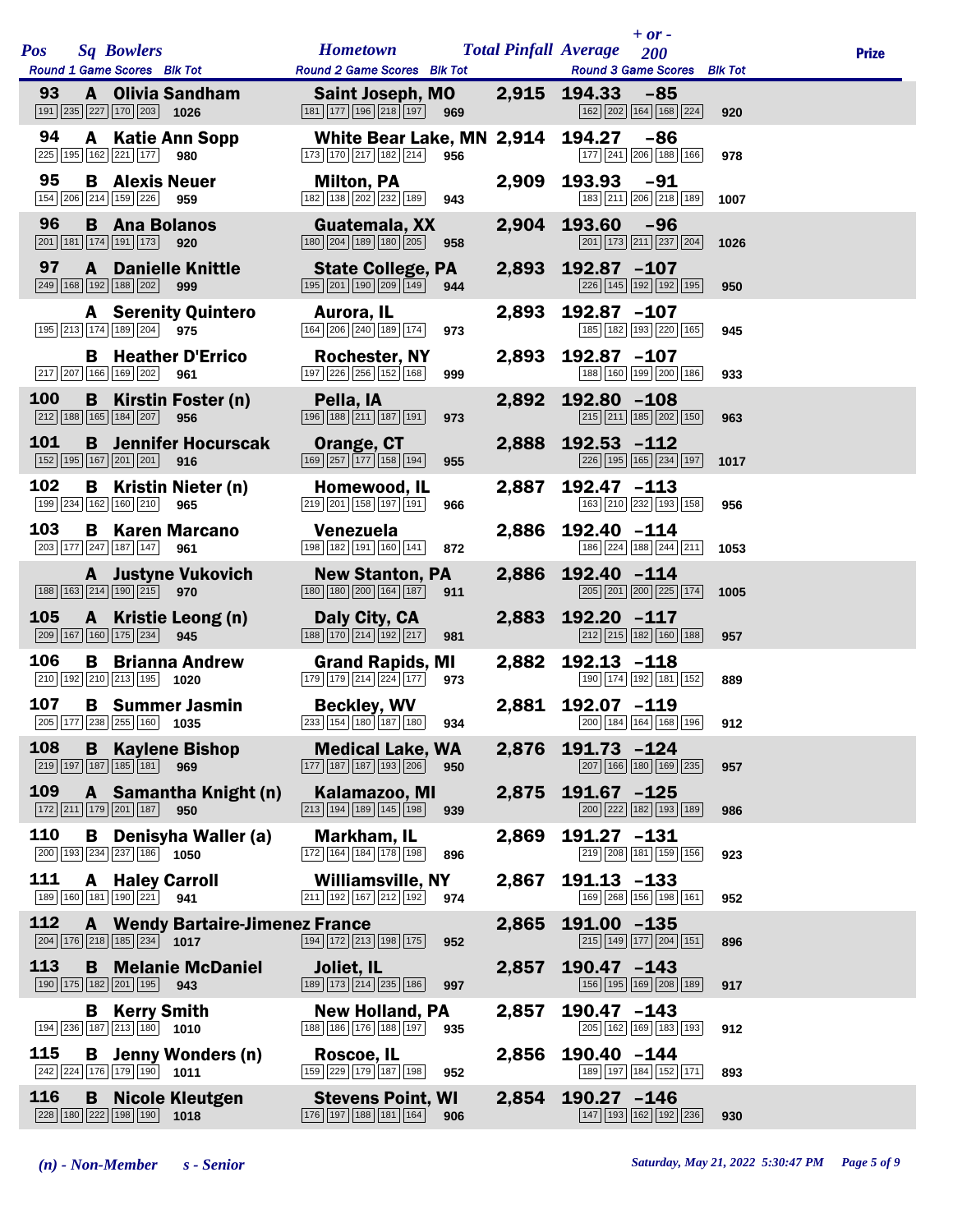| Pos | Sq | Bowlers | Hometown | Total Pinfall | Average | + or - 200 | Prize |
|---|---|---|---|---|---|---|---|
| | | Round 1 Game Scores Blk Tot | Round 2 Game Scores Blk Tot | | | Round 3 Game Scores Blk Tot | |
| 93 | A | Olivia Sandham | Saint Joseph, MO | 2,915 | 194.33 | -85 | |
| | | 191 235 227 170 203 1026 | 181 177 196 218 197 969 | | | 162 202 164 168 224 920 | |
| 94 | A | Katie Ann Sopp | White Bear Lake, MN | 2,914 | 194.27 | -86 | |
| | | 225 195 162 221 177 980 | 173 170 217 182 214 956 | | | 177 241 206 188 166 978 | |
| 95 | B | Alexis Neuer | Milton, PA | 2,909 | 193.93 | -91 | |
| | | 154 206 214 159 226 959 | 182 138 202 232 189 943 | | | 183 211 206 218 189 1007 | |
| 96 | B | Ana Bolanos | Guatemala, XX | 2,904 | 193.60 | -96 | |
| | | 201 181 174 191 173 920 | 180 204 189 180 205 958 | | | 201 173 211 237 204 1026 | |
| 97 | A | Danielle Knittle | State College, PA | 2,893 | 192.87 | -107 | |
| | | 249 168 192 188 202 999 | 195 201 190 209 149 944 | | | 226 145 192 192 195 950 | |
| | A | Serenity Quintero | Aurora, IL | 2,893 | 192.87 | -107 | |
| | | 195 213 174 189 204 975 | 164 206 240 189 174 973 | | | 185 182 193 220 165 945 | |
| | B | Heather D'Errico | Rochester, NY | 2,893 | 192.87 | -107 | |
| | | 217 207 166 169 202 961 | 197 226 256 152 168 999 | | | 188 160 199 200 186 933 | |
| 100 | B | Kirstin Foster (n) | Pella, IA | 2,892 | 192.80 | -108 | |
| | | 212 188 165 184 207 956 | 196 188 211 187 191 973 | | | 215 211 185 202 150 963 | |
| 101 | B | Jennifer Hocurscak | Orange, CT | 2,888 | 192.53 | -112 | |
| | | 152 195 167 201 201 916 | 169 257 177 158 194 955 | | | 226 195 165 234 197 1017 | |
| 102 | B | Kristin Nieter (n) | Homewood, IL | 2,887 | 192.47 | -113 | |
| | | 199 234 162 160 210 965 | 219 201 158 197 191 966 | | | 163 210 232 193 158 956 | |
| 103 | B | Karen Marcano | Venezuela | 2,886 | 192.40 | -114 | |
| | | 203 177 247 187 147 961 | 198 182 191 160 141 872 | | | 186 224 188 244 211 1053 | |
| | A | Justyne Vukovich | New Stanton, PA | 2,886 | 192.40 | -114 | |
| | | 188 163 214 190 215 970 | 180 180 200 164 187 911 | | | 205 201 200 225 174 1005 | |
| 105 | A | Kristie Leong (n) | Daly City, CA | 2,883 | 192.20 | -117 | |
| | | 209 167 160 175 234 945 | 188 170 214 192 217 981 | | | 212 215 182 160 188 957 | |
| 106 | B | Brianna Andrew | Grand Rapids, MI | 2,882 | 192.13 | -118 | |
| | | 210 192 210 213 195 1020 | 179 179 214 224 177 973 | | | 190 174 192 181 152 889 | |
| 107 | B | Summer Jasmin | Beckley, WV | 2,881 | 192.07 | -119 | |
| | | 205 177 238 255 160 1035 | 233 154 180 187 180 934 | | | 200 184 164 168 196 912 | |
| 108 | B | Kaylene Bishop | Medical Lake, WA | 2,876 | 191.73 | -124 | |
| | | 219 197 187 185 181 969 | 177 187 187 193 206 950 | | | 207 166 180 169 235 957 | |
| 109 | A | Samantha Knight (n) | Kalamazoo, MI | 2,875 | 191.67 | -125 | |
| | | 172 211 179 201 187 950 | 213 194 189 145 198 939 | | | 200 222 182 193 189 986 | |
| 110 | B | Denisyha Waller (a) | Markham, IL | 2,869 | 191.27 | -131 | |
| | | 200 193 234 237 186 1050 | 172 164 184 178 198 896 | | | 219 208 181 159 156 923 | |
| 111 | A | Haley Carroll | Williamsville, NY | 2,867 | 191.13 | -133 | |
| | | 189 160 181 190 221 941 | 211 192 167 212 192 974 | | | 169 268 156 198 161 952 | |
| 112 | A | Wendy Bartaire-Jimenez | France | 2,865 | 191.00 | -135 | |
| | | 204 176 218 185 234 1017 | 194 172 213 198 175 952 | | | 215 149 177 204 151 896 | |
| 113 | B | Melanie McDaniel | Joliet, IL | 2,857 | 190.47 | -143 | |
| | | 190 175 182 201 195 943 | 189 173 214 235 186 997 | | | 156 195 169 208 189 917 | |
| | B | Kerry Smith | New Holland, PA | 2,857 | 190.47 | -143 | |
| | | 194 236 187 213 180 1010 | 188 186 176 188 197 935 | | | 205 162 169 183 193 912 | |
| 115 | B | Jenny Wonders (n) | Roscoe, IL | 2,856 | 190.40 | -144 | |
| | | 242 224 176 179 190 1011 | 159 229 179 187 198 952 | | | 189 197 184 152 171 893 | |
| 116 | B | Nicole Kleutgen | Stevens Point, WI | 2,854 | 190.27 | -146 | |
| | | 228 180 222 198 190 1018 | 176 197 188 181 164 906 | | | 147 193 162 192 236 930 | |

*(n) - Non-Member*   *s - Senior*

*Saturday, May 21, 2022 5:30:47 PM*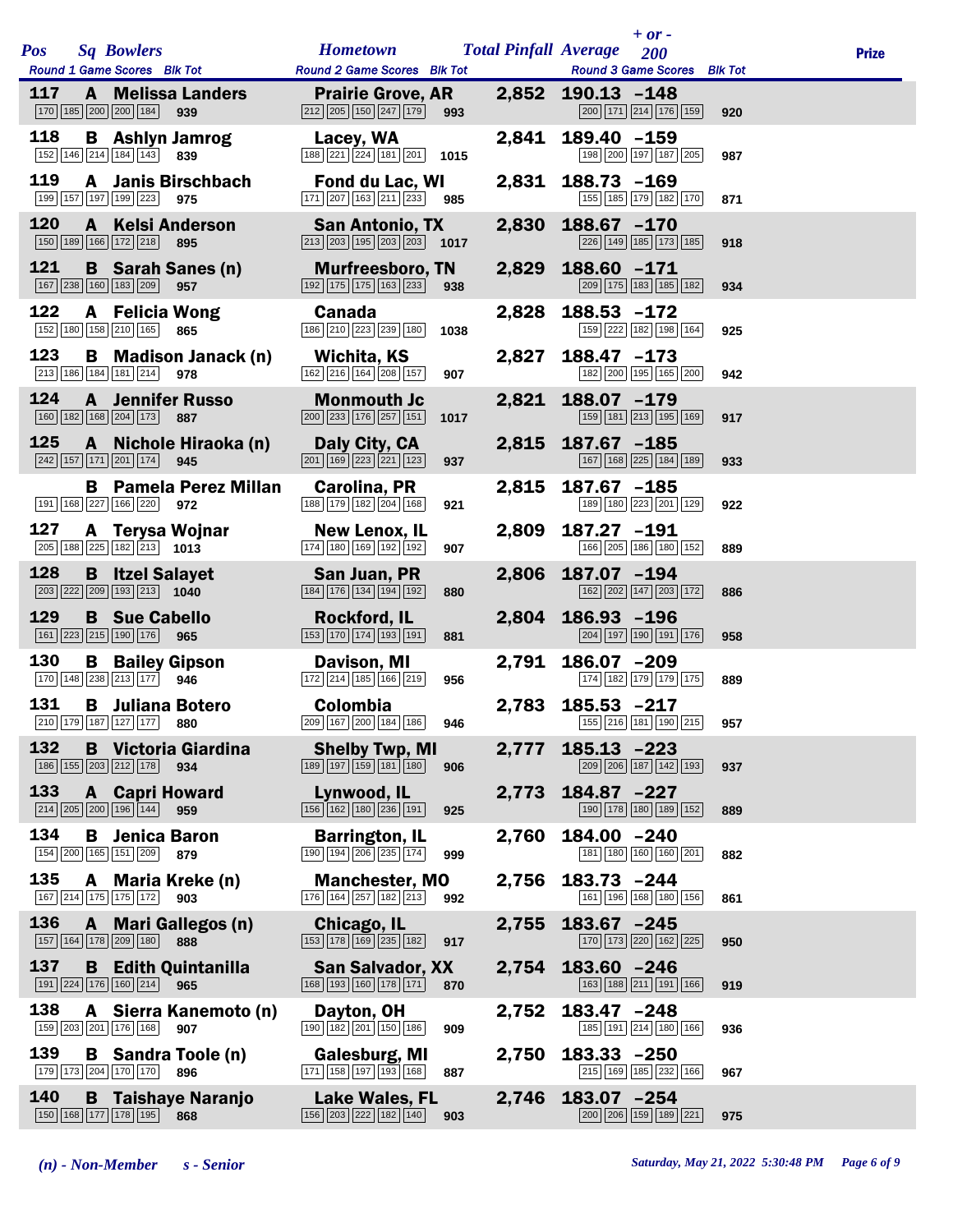| Pos | Sq | Bowlers | Round 1 Game Scores | Blk Tot | Hometown | Round 2 Game Scores | Blk Tot | Total Pinfall | Average | + or - 200 | Round 3 Game Scores | Blk Tot | Prize |
|---|---|---|---|---|---|---|---|---|---|---|---|---|---|
| 117 | A | Melissa Landers | 170 185 200 200 184 | 939 | Prairie Grove, AR | 212 205 150 247 179 | 993 | 2,852 | 190.13 | -148 | 200 171 214 176 159 | 920 | |
| 118 | B | Ashlyn Jamrog | 152 146 214 184 143 | 839 | Lacey, WA | 188 221 224 181 201 | 1015 | 2,841 | 189.40 | -159 | 198 200 197 187 205 | 987 | |
| 119 | A | Janis Birschbach | 199 157 197 199 223 | 975 | Fond du Lac, WI | 171 207 163 211 233 | 985 | 2,831 | 188.73 | -169 | 155 185 179 182 170 | 871 | |
| 120 | A | Kelsi Anderson | 150 189 166 172 218 | 895 | San Antonio, TX | 213 203 195 203 203 | 1017 | 2,830 | 188.67 | -170 | 226 149 185 173 185 | 918 | |
| 121 | B | Sarah Sanes (n) | 167 238 160 183 209 | 957 | Murfreesboro, TN | 192 175 175 163 233 | 938 | 2,829 | 188.60 | -171 | 209 175 183 185 182 | 934 | |
| 122 | A | Felicia Wong | 152 180 158 210 165 | 865 | Canada | 186 210 223 239 180 | 1038 | 2,828 | 188.53 | -172 | 159 222 182 198 164 | 925 | |
| 123 | B | Madison Janack (n) | 213 186 184 181 214 | 978 | Wichita, KS | 162 216 164 208 157 | 907 | 2,827 | 188.47 | -173 | 182 200 195 165 200 | 942 | |
| 124 | A | Jennifer Russo | 160 182 168 204 173 | 887 | Monmouth Jc | 200 233 176 257 151 | 1017 | 2,821 | 188.07 | -179 | 159 181 213 195 169 | 917 | |
| 125 | A | Nichole Hiraoka (n) | 242 157 171 201 174 | 945 | Daly City, CA | 201 169 223 221 123 | 937 | 2,815 | 187.67 | -185 | 167 168 225 184 189 | 933 | |
| | B | Pamela Perez Millan | 191 168 227 166 220 | 972 | Carolina, PR | 188 179 182 204 168 | 921 | 2,815 | 187.67 | -185 | 189 180 223 201 129 | 922 | |
| 127 | A | Terysa Wojnar | 205 188 225 182 213 | 1013 | New Lenox, IL | 174 180 169 192 192 | 907 | 2,809 | 187.27 | -191 | 166 205 186 180 152 | 889 | |
| 128 | B | Itzel Salayet | 203 222 209 193 213 | 1040 | San Juan, PR | 184 176 134 194 192 | 880 | 2,806 | 187.07 | -194 | 162 202 147 203 172 | 886 | |
| 129 | B | Sue Cabello | 161 223 215 190 176 | 965 | Rockford, IL | 153 170 174 193 191 | 881 | 2,804 | 186.93 | -196 | 204 197 190 191 176 | 958 | |
| 130 | B | Bailey Gipson | 170 148 238 213 177 | 946 | Davison, MI | 172 214 185 166 219 | 956 | 2,791 | 186.07 | -209 | 174 182 179 179 175 | 889 | |
| 131 | B | Juliana Botero | 210 179 187 127 177 | 880 | Colombia | 209 167 200 184 186 | 946 | 2,783 | 185.53 | -217 | 155 216 181 190 215 | 957 | |
| 132 | B | Victoria Giardina | 186 155 203 212 178 | 934 | Shelby Twp, MI | 189 197 159 181 180 | 906 | 2,777 | 185.13 | -223 | 209 206 187 142 193 | 937 | |
| 133 | A | Capri Howard | 214 205 200 196 144 | 959 | Lynwood, IL | 156 162 180 236 191 | 925 | 2,773 | 184.87 | -227 | 190 178 180 189 152 | 889 | |
| 134 | B | Jenica Baron | 154 200 165 151 209 | 879 | Barrington, IL | 190 194 206 235 174 | 999 | 2,760 | 184.00 | -240 | 181 180 160 160 201 | 882 | |
| 135 | A | Maria Kreke (n) | 167 214 175 175 172 | 903 | Manchester, MO | 176 164 257 182 213 | 992 | 2,756 | 183.73 | -244 | 161 196 168 180 156 | 861 | |
| 136 | A | Mari Gallegos (n) | 157 164 178 209 180 | 888 | Chicago, IL | 153 178 169 235 182 | 917 | 2,755 | 183.67 | -245 | 170 173 220 162 225 | 950 | |
| 137 | B | Edith Quintanilla | 191 224 176 160 214 | 965 | San Salvador, XX | 168 193 160 178 171 | 870 | 2,754 | 183.60 | -246 | 163 188 211 191 166 | 919 | |
| 138 | A | Sierra Kanemoto (n) | 159 203 201 176 168 | 907 | Dayton, OH | 190 182 201 150 186 | 909 | 2,752 | 183.47 | -248 | 185 191 214 180 166 | 936 | |
| 139 | B | Sandra Toole (n) | 179 173 204 170 170 | 896 | Galesburg, MI | 171 158 197 193 168 | 887 | 2,750 | 183.33 | -250 | 215 169 185 232 166 | 967 | |
| 140 | B | Taishaye Naranjo | 150 168 177 178 195 | 868 | Lake Wales, FL | 156 203 222 182 140 | 903 | 2,746 | 183.07 | -254 | 200 206 159 189 221 | 975 | |

*(n) - Non-Member* *s - Senior*

*Saturday, May 21, 2022 5:30:48 PM*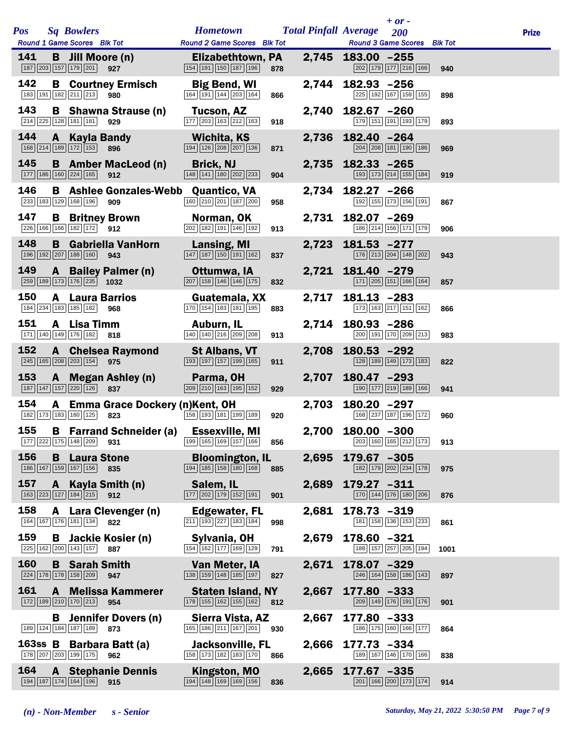| Pos | Sq | Bowlers | Hometown | Total Pinfall | Average | + or - 200 | Prize |
|---|---|---|---|---|---|---|---|
| Round 1 Game Scores | | Blk Tot | Round 2 Game Scores Blk Tot | | Round 3 Game Scores Blk Tot | | |
| 141 | B | Jill Moore (n) | Elizabethtown, PA | 2,745 | 183.00 | -255 | |
| 187 203 157 179 201 | | 927 | 154 191 150 187 196 878 | | 202 179 177 216 166 940 | | |
| 142 | B | Courtney Ermisch | Big Bend, WI | 2,744 | 182.93 | -256 | |
| 183 191 182 211 213 | | 980 | 164 191 144 203 164 866 | | 225 192 167 159 155 898 | | |
| 143 | B | Shawna Strause (n) | Tucson, AZ | 2,740 | 182.67 | -260 | |
| 214 225 128 181 181 | | 929 | 177 203 163 212 163 918 | | 179 151 191 193 179 893 | | |
| 144 | A | Kayla Bandy | Wichita, KS | 2,736 | 182.40 | -264 | |
| 168 214 189 172 153 | | 896 | 194 126 208 207 136 871 | | 204 208 181 190 186 969 | | |
| 145 | B | Amber MacLeod (n) | Brick, NJ | 2,735 | 182.33 | -265 | |
| 177 186 160 224 165 | | 912 | 148 141 180 202 233 904 | | 193 173 214 155 184 919 | | |
| 146 | B | Ashlee Gonzales-Webb | Quantico, VA | 2,734 | 182.27 | -266 | |
| 233 183 129 168 196 | | 909 | 160 210 201 187 200 958 | | 192 155 173 156 191 867 | | |
| 147 | B | Britney Brown | Norman, OK | 2,731 | 182.07 | -269 | |
| 226 166 166 182 172 | | 912 | 202 182 191 146 192 913 | | 186 214 156 171 179 906 | | |
| 148 | B | Gabriella VanHorn | Lansing, MI | 2,723 | 181.53 | -277 | |
| 196 192 207 188 160 | | 943 | 147 187 150 191 162 837 | | 176 213 204 148 202 943 | | |
| 149 | A | Bailey Palmer (n) | Ottumwa, IA | 2,721 | 181.40 | -279 | |
| 259 189 173 176 235 | | 1032 | 207 158 146 146 175 832 | | 171 205 151 166 164 857 | | |
| 150 | A | Laura Barrios | Guatemala, XX | 2,717 | 181.13 | -283 | |
| 184 234 183 185 182 | | 968 | 170 154 183 181 195 883 | | 173 163 217 151 162 866 | | |
| 151 | A | Lisa Timm | Auburn, IL | 2,714 | 180.93 | -286 | |
| 171 140 149 176 182 | | 818 | 140 140 216 209 208 913 | | 200 191 170 209 213 983 | | |
| 152 | A | Chelsea Raymond | St Albans, VT | 2,708 | 180.53 | -292 | |
| 245 165 208 203 154 | | 975 | 193 197 157 199 165 911 | | 128 189 149 173 183 822 | | |
| 153 | A | Megan Ashley (n) | Parma, OH | 2,707 | 180.47 | -293 | |
| 187 147 157 220 126 | | 837 | 209 210 163 195 152 929 | | 190 177 219 189 166 941 | | |
| 154 | A | Emma Grace Dockery (n) | Kent, OH | 2,703 | 180.20 | -297 | |
| 182 173 183 160 125 | | 823 | 158 193 181 199 189 920 | | 168 237 187 196 172 960 | | |
| 155 | B | Farrand Schneider (a) | Essexville, MI | 2,700 | 180.00 | -300 | |
| 177 222 175 148 209 | | 931 | 199 165 169 157 166 856 | | 203 160 165 212 173 913 | | |
| 156 | B | Laura Stone | Bloomington, IL | 2,695 | 179.67 | -305 | |
| 186 167 159 167 156 | | 835 | 194 185 158 180 168 885 | | 182 179 202 234 178 975 | | |
| 157 | A | Kayla Smith (n) | Salem, IL | 2,689 | 179.27 | -311 | |
| 163 223 127 184 215 | | 912 | 177 202 179 152 191 901 | | 170 144 176 180 206 876 | | |
| 158 | A | Lara Clevenger (n) | Edgewater, FL | 2,681 | 178.73 | -319 | |
| 164 167 176 181 134 | | 822 | 211 193 227 183 184 998 | | 181 158 136 153 233 861 | | |
| 159 | B | Jackie Kosier (n) | Sylvania, OH | 2,679 | 178.60 | -321 | |
| 225 162 200 143 157 | | 887 | 154 162 177 169 129 791 | | 188 157 257 205 194 1001 | | |
| 160 | B | Sarah Smith | Van Meter, IA | 2,671 | 178.07 | -329 | |
| 224 178 178 158 209 | | 947 | 138 159 148 185 197 827 | | 246 164 158 186 143 897 | | |
| 161 | A | Melissa Kammerer | Staten Island, NY | 2,667 | 177.80 | -333 | |
| 172 189 210 170 213 | | 954 | 178 155 162 155 162 812 | | 209 149 176 191 176 901 | | |
| | B | Jennifer Dovers (n) | Sierra Vista, AZ | 2,667 | 177.80 | -333 | |
| 189 124 184 187 189 | | 873 | 165 186 211 167 201 930 | | 186 175 160 166 177 864 | | |
| 163ss | B | Barbara Batt (a) | Jacksonville, FL | 2,666 | 177.73 | -334 | |
| 178 207 203 199 175 | | 962 | 158 173 182 183 170 866 | | 189 167 146 170 166 838 | | |
| 164 | A | Stephanie Dennis | Kingston, MO | 2,665 | 177.67 | -335 | |
| 194 187 174 164 196 | | 915 | 194 148 169 169 156 836 | | 201 166 200 173 174 914 | | |

*(n) - Non-Member* *s - Senior*

*Saturday, May 21, 2022 5:30:50 PM*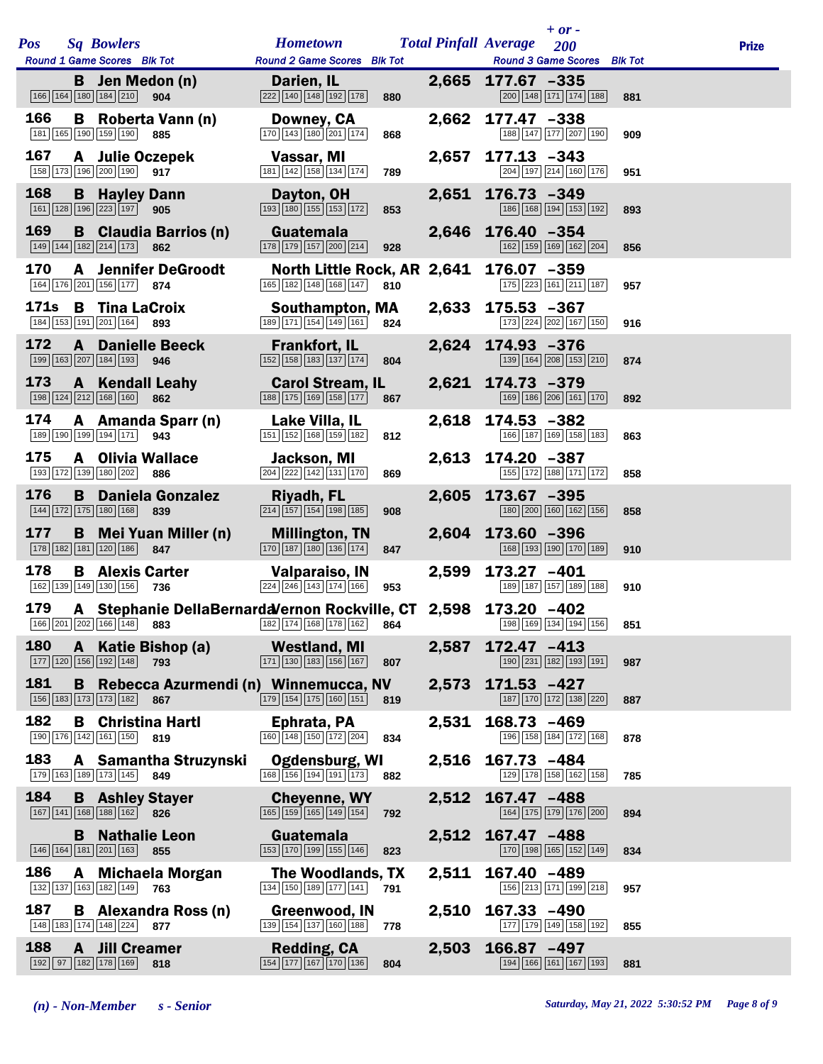| Pos | Sq | Bowlers | Hometown | Total Pinfall | Average | + or - 200 | Prize |
|---|---|---|---|---|---|---|---|
| Round 1 Game Scores | | Blk Tot | Round 2 Game Scores Blk Tot | | Round 3 Game Scores Blk Tot | | |
| | B | Jen Medon (n) | Darien, IL | 2,665 | 177.67 | -335 | |
| 166 164 180 184 210 | | 904 | 222 140 148 192 178 880 | | 200 148 171 174 188 881 | | |
| 166 | B | Roberta Vann (n) | Downey, CA | 2,662 | 177.47 | -338 | |
| 181 165 190 159 190 | | 885 | 170 143 180 201 174 868 | | 188 147 177 207 190 909 | | |
| 167 | A | Julie Oczepek | Vassar, MI | 2,657 | 177.13 | -343 | |
| 158 173 196 200 190 | | 917 | 181 142 158 134 174 789 | | 204 197 214 160 176 951 | | |
| 168 | B | Hayley Dann | Dayton, OH | 2,651 | 176.73 | -349 | |
| 161 128 196 223 197 | | 905 | 193 180 155 153 172 853 | | 186 168 194 153 192 893 | | |
| 169 | B | Claudia Barrios (n) | Guatemala | 2,646 | 176.40 | -354 | |
| 149 144 182 214 173 | | 862 | 178 179 157 200 214 928 | | 162 159 169 162 204 856 | | |
| 170 | A | Jennifer DeGroodt | North Little Rock, AR | 2,641 | 176.07 | -359 | |
| 164 176 201 156 177 | | 874 | 165 182 148 168 147 810 | | 175 223 161 211 187 957 | | |
| 171s | B | Tina LaCroix | Southampton, MA | 2,633 | 175.53 | -367 | |
| 184 153 191 201 164 | | 893 | 189 171 154 149 161 824 | | 173 224 202 167 150 916 | | |
| 172 | A | Danielle Beeck | Frankfort, IL | 2,624 | 174.93 | -376 | |
| 199 163 207 184 193 | | 946 | 152 158 183 137 174 804 | | 139 164 208 153 210 874 | | |
| 173 | A | Kendall Leahy | Carol Stream, IL | 2,621 | 174.73 | -379 | |
| 198 124 212 168 160 | | 862 | 188 175 169 158 177 867 | | 169 186 206 161 170 892 | | |
| 174 | A | Amanda Sparr (n) | Lake Villa, IL | 2,618 | 174.53 | -382 | |
| 189 190 199 194 171 | | 943 | 151 152 168 159 182 812 | | 166 187 169 158 183 863 | | |
| 175 | A | Olivia Wallace | Jackson, MI | 2,613 | 174.20 | -387 | |
| 193 172 139 180 202 | | 886 | 204 222 142 131 170 869 | | 155 172 188 171 172 858 | | |
| 176 | B | Daniela Gonzalez | Riyadh, FL | 2,605 | 173.67 | -395 | |
| 144 172 175 180 168 | | 839 | 214 157 154 198 185 908 | | 180 200 160 162 156 858 | | |
| 177 | B | Mei Yuan Miller (n) | Millington, TN | 2,604 | 173.60 | -396 | |
| 178 182 181 120 186 | | 847 | 170 187 180 136 174 847 | | 168 193 190 170 189 910 | | |
| 178 | B | Alexis Carter | Valparaiso, IN | 2,599 | 173.27 | -401 | |
| 162 139 149 130 156 | | 736 | 224 246 143 174 166 953 | | 189 187 157 189 188 910 | | |
| 179 | A | Stephanie DellaBernarda | Vernon Rockville, CT | 2,598 | 173.20 | -402 | |
| 166 201 202 166 148 | | 883 | 182 174 168 178 162 864 | | 198 169 134 194 156 851 | | |
| 180 | A | Katie Bishop (a) | Westland, MI | 2,587 | 172.47 | -413 | |
| 177 120 156 192 148 | | 793 | 171 130 183 156 167 807 | | 190 231 182 193 191 987 | | |
| 181 | B | Rebecca Azurmendi (n) | Winnemucca, NV | 2,573 | 171.53 | -427 | |
| 156 183 173 173 182 | | 867 | 179 154 175 160 151 819 | | 187 170 172 138 220 887 | | |
| 182 | B | Christina Hartl | Ephrata, PA | 2,531 | 168.73 | -469 | |
| 190 176 142 161 150 | | 819 | 160 148 150 172 204 834 | | 196 158 184 172 168 878 | | |
| 183 | A | Samantha Struzynski | Ogdensburg, WI | 2,516 | 167.73 | -484 | |
| 179 163 189 173 145 | | 849 | 168 156 194 191 173 882 | | 129 178 158 162 158 785 | | |
| 184 | B | Ashley Stayer | Cheyenne, WY | 2,512 | 167.47 | -488 | |
| 167 141 168 188 162 | | 826 | 165 159 165 149 154 792 | | 164 175 179 176 200 894 | | |
| | B | Nathalie Leon | Guatemala | 2,512 | 167.47 | -488 | |
| 146 164 181 201 163 | | 855 | 153 170 199 155 146 823 | | 170 198 165 152 149 834 | | |
| 186 | A | Michaela Morgan | The Woodlands, TX | 2,511 | 167.40 | -489 | |
| 132 137 163 182 149 | | 763 | 134 150 189 177 141 791 | | 156 213 171 199 218 957 | | |
| 187 | B | Alexandra Ross (n) | Greenwood, IN | 2,510 | 167.33 | -490 | |
| 148 183 174 148 224 | | 877 | 139 154 137 160 188 778 | | 177 179 149 158 192 855 | | |
| 188 | A | Jill Creamer | Redding, CA | 2,503 | 166.87 | -497 | |
| 192 97 182 178 169 | | 818 | 154 177 167 170 136 804 | | 194 166 161 167 193 881 | | |

*(n) - Non-Member* *s - Senior*

*Saturday, May 21, 2022 5:30:52 PM*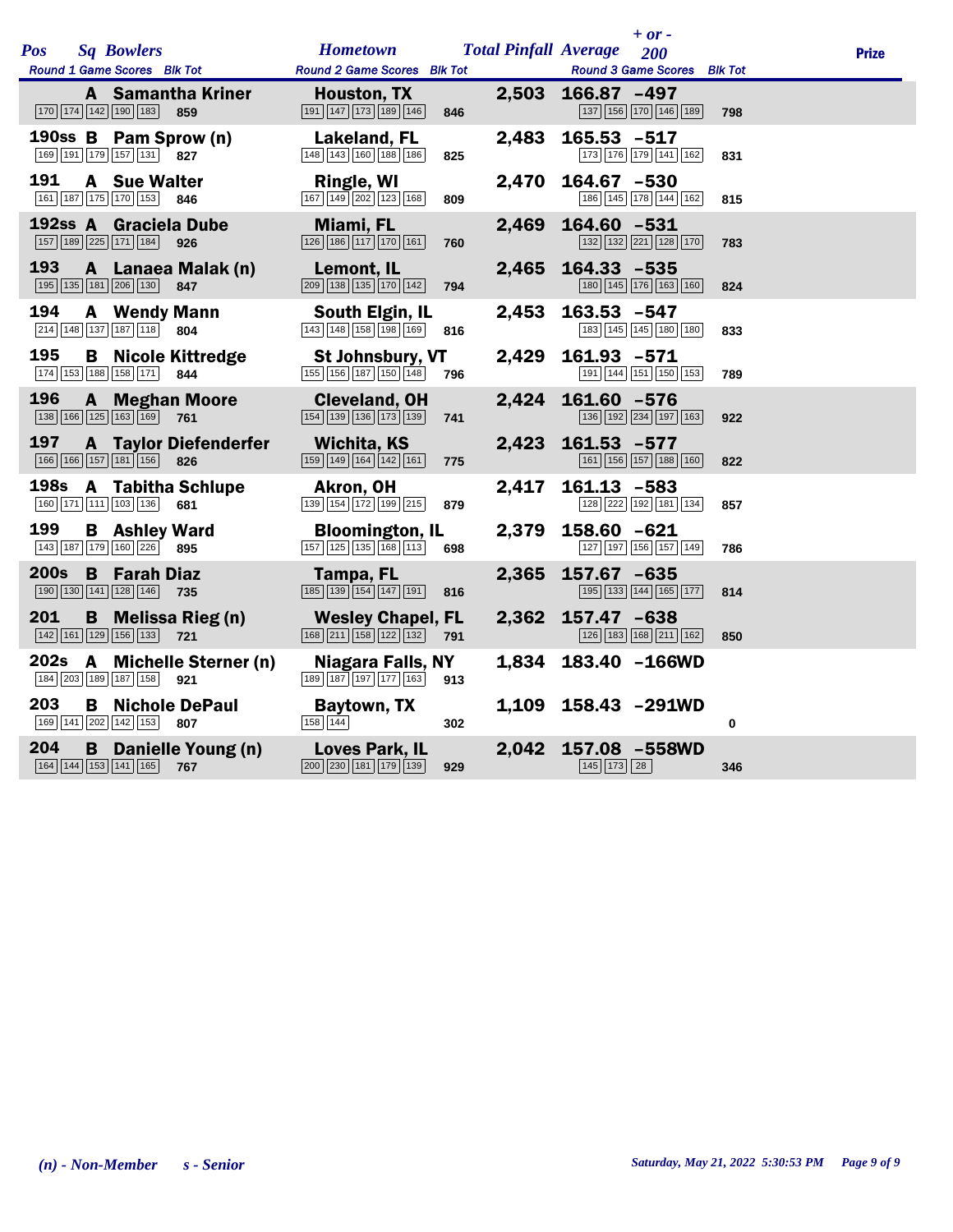| Pos | Sq | Bowlers | Hometown | Total Pinfall | Average | + or - 200 | Prize |
|---|---|---|---|---|---|---|---|
| | | Round 1 Game Scores / Blk Tot | Round 2 Game Scores / Blk Tot | | | Round 3 Game Scores / Blk Tot | |
| | A | Samantha Kriner | Houston, TX | 2,503 | 166.87 | -497 | |
| | | 170 174 142 190 183 / 859 | 191 147 173 189 146 / 846 | | | 137 156 170 146 189 / 798 | |
| 190ss | B | Pam Sprow (n) | Lakeland, FL | 2,483 | 165.53 | -517 | |
| | | 169 191 179 157 131 / 827 | 148 143 160 188 186 / 825 | | | 173 176 179 141 162 / 831 | |
| 191 | A | Sue Walter | Ringle, WI | 2,470 | 164.67 | -530 | |
| | | 161 187 175 170 153 / 846 | 167 149 202 123 168 / 809 | | | 186 145 178 144 162 / 815 | |
| 192ss | A | Graciela Dube | Miami, FL | 2,469 | 164.60 | -531 | |
| | | 157 189 225 171 184 / 926 | 126 186 117 170 161 / 760 | | | 132 132 221 128 170 / 783 | |
| 193 | A | Lanaea Malak (n) | Lemont, IL | 2,465 | 164.33 | -535 | |
| | | 195 135 181 206 130 / 847 | 209 138 135 170 142 / 794 | | | 180 145 176 163 160 / 824 | |
| 194 | A | Wendy Mann | South Elgin, IL | 2,453 | 163.53 | -547 | |
| | | 214 148 137 187 118 / 804 | 143 148 158 198 169 / 816 | | | 183 145 145 180 180 / 833 | |
| 195 | B | Nicole Kittredge | St Johnsbury, VT | 2,429 | 161.93 | -571 | |
| | | 174 153 188 158 171 / 844 | 155 156 187 150 148 / 796 | | | 191 144 151 150 153 / 789 | |
| 196 | A | Meghan Moore | Cleveland, OH | 2,424 | 161.60 | -576 | |
| | | 138 166 125 163 169 / 761 | 154 139 136 173 139 / 741 | | | 136 192 234 197 163 / 922 | |
| 197 | A | Taylor Diefenderfer | Wichita, KS | 2,423 | 161.53 | -577 | |
| | | 166 166 157 181 156 / 826 | 159 149 164 142 161 / 775 | | | 161 156 157 188 160 / 822 | |
| 198s | A | Tabitha Schlupe | Akron, OH | 2,417 | 161.13 | -583 | |
| | | 160 171 111 103 136 / 681 | 139 154 172 199 215 / 879 | | | 128 222 192 181 134 / 857 | |
| 199 | B | Ashley Ward | Bloomington, IL | 2,379 | 158.60 | -621 | |
| | | 143 187 179 160 226 / 895 | 157 125 135 168 113 / 698 | | | 127 197 156 157 149 / 786 | |
| 200s | B | Farah Diaz | Tampa, FL | 2,365 | 157.67 | -635 | |
| | | 190 130 141 128 146 / 735 | 185 139 154 147 191 / 816 | | | 195 133 144 165 177 / 814 | |
| 201 | B | Melissa Rieg (n) | Wesley Chapel, FL | 2,362 | 157.47 | -638 | |
| | | 142 161 129 156 133 / 721 | 168 211 158 122 132 / 791 | | | 126 183 168 211 162 / 850 | |
| 202s | A | Michelle Sterner (n) | Niagara Falls, NY | 1,834 | 183.40 | -166WD | |
| | | 184 203 189 187 158 / 921 | 189 187 197 177 163 / 913 | | | | |
| 203 | B | Nichole DePaul | Baytown, TX | 1,109 | 158.43 | -291WD | |
| | | 169 141 202 142 153 / 807 | 158 144 / 302 | | | 0 | |
| 204 | B | Danielle Young (n) | Loves Park, IL | 2,042 | 157.08 | -558WD | |
| | | 164 144 153 141 165 / 767 | 200 230 181 179 139 / 929 | | | 145 173 28 / 346 | |

*(n) - Non-Member s - Senior*

*Saturday, May 21, 2022 5:30:53 PM*